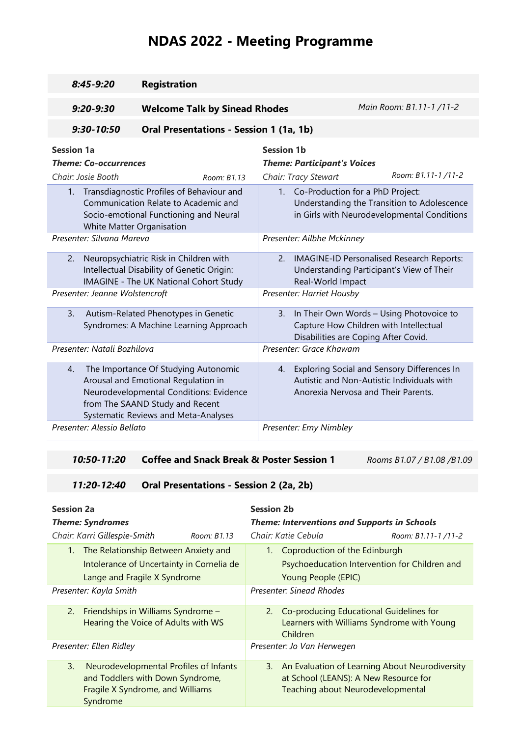# NDAS 2022 - Meeting Programme

| | | |
|---|---|---|
| *8:45-9:20* | **Registration** | |
| *9:20-9:30* | **Welcome Talk by Sinead Rhodes** | *Main Room: B1.11-1 /11-2* |
| *9:30-10:50* | **Oral Presentations - Session 1 (1a, 1b)** | |

| **Session 1a**<br>***Theme: Co-occurrences***<br>*Chair: Josie Booth* — *Room: B1.13* | **Session 1b**<br>***Theme: Participant's Voices***<br>*Chair: Tracy Stewart* — *Room: B1.11-1 /11-2* |
|---|---|
| 1. Transdiagnostic Profiles of Behaviour and Communication Relate to Academic and Socio-emotional Functioning and Neural White Matter Organisation | 1. Co-Production for a PhD Project: Understanding the Transition to Adolescence in Girls with Neurodevelopmental Conditions |
| *Presenter: Silvana Mareva* | *Presenter: Ailbhe Mckinney* |
| 2. Neuropsychiatric Risk in Children with Intellectual Disability of Genetic Origin: IMAGINE - The UK National Cohort Study | 2. IMAGINE-ID Personalised Research Reports: Understanding Participant's View of Their Real-World Impact |
| *Presenter: Jeanne Wolstencroft* | *Presenter: Harriet Housby* |
| 3. Autism-Related Phenotypes in Genetic Syndromes: A Machine Learning Approach | 3. In Their Own Words – Using Photovoice to Capture How Children with Intellectual Disabilities are Coping After Covid. |
| *Presenter: Natali Bozhilova* | *Presenter: Grace Khawam* |
| 4. The Importance Of Studying Autonomic Arousal and Emotional Regulation in Neurodevelopmental Conditions: Evidence from The SAAND Study and Recent Systematic Reviews and Meta-Analyses | 4. Exploring Social and Sensory Differences In Autistic and Non-Autistic Individuals with Anorexia Nervosa and Their Parents. |
| *Presenter: Alessio Bellato* | *Presenter: Emy Nimbley* |

| | | |
|---|---|---|
| *10:50-11:20* | **Coffee and Snack Break & Poster Session 1** | *Rooms B1.07 / B1.08 /B1.09* |
| *11:20-12:40* | **Oral Presentations - Session 2 (2a, 2b)** | |

| **Session 2a**<br>***Theme: Syndromes***<br>*Chair: Karri Gillespie-Smith* — *Room: B1.13* | **Session 2b**<br>***Theme: Interventions and Supports in Schools***<br>*Chair: Katie Cebula* — *Room: B1.11-1 /11-2* |
|---|---|
| 1. The Relationship Between Anxiety and Intolerance of Uncertainty in Cornelia de Lange and Fragile X Syndrome | 1. Coproduction of the Edinburgh Psychoeducation Intervention for Children and Young People (EPIC) |
| *Presenter: Kayla Smith* | *Presenter: Sinead Rhodes* |
| 2. Friendships in Williams Syndrome – Hearing the Voice of Adults with WS | 2. Co-producing Educational Guidelines for Learners with Williams Syndrome with Young Children |
| *Presenter: Ellen Ridley* | *Presenter: Jo Van Herwegen* |
| 3. Neurodevelopmental Profiles of Infants and Toddlers with Down Syndrome, Fragile X Syndrome, and Williams Syndrome | 3. An Evaluation of Learning About Neurodiversity at School (LEANS): A New Resource for Teaching about Neurodevelopmental |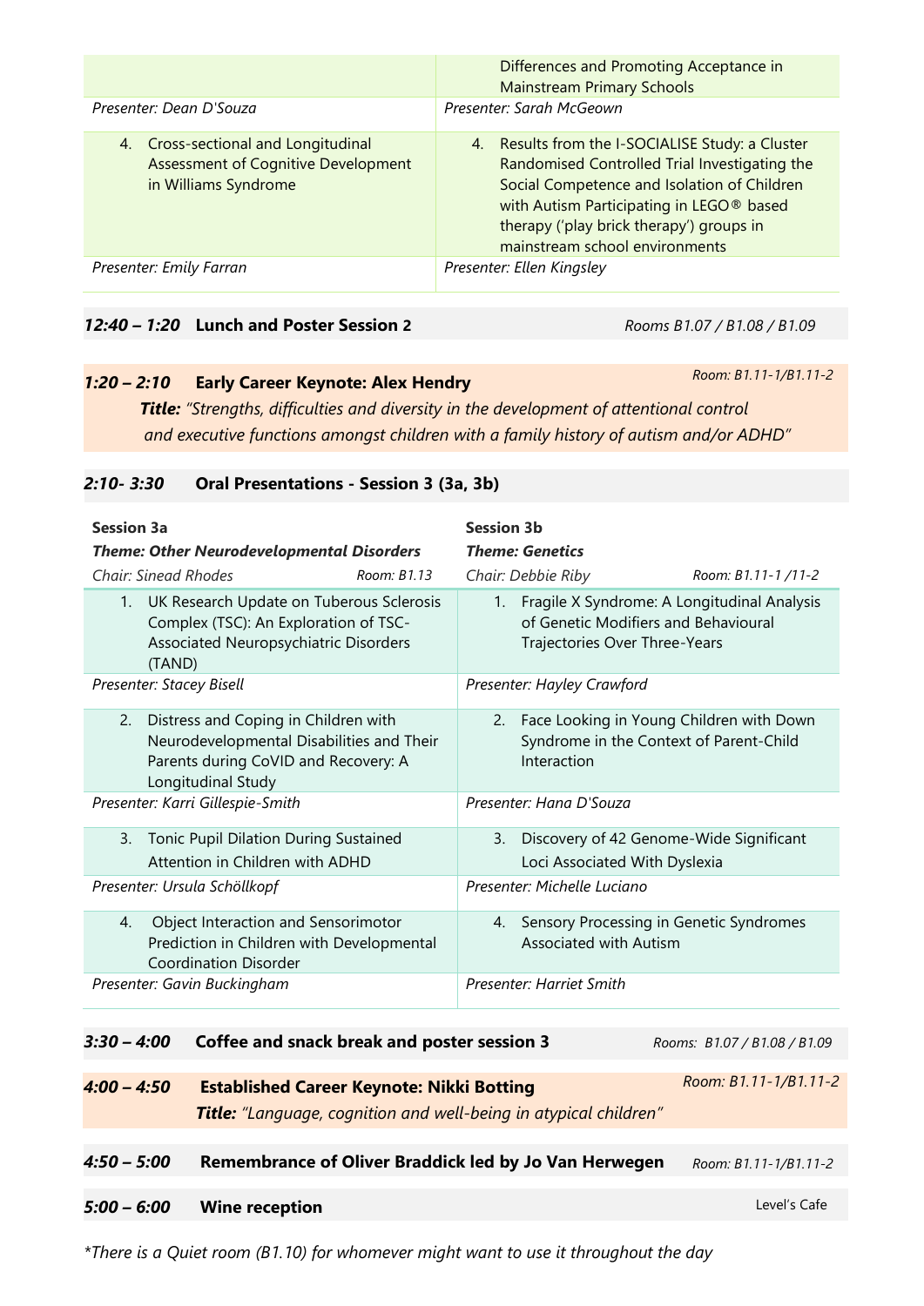| | |
|---|---|
| | Differences and Promoting Acceptance in Mainstream Primary Schools |
| *Presenter: Dean D'Souza* | *Presenter: Sarah McGeown* |
| 4. Cross-sectional and Longitudinal Assessment of Cognitive Development in Williams Syndrome | 4. Results from the I-SOCIALISE Study: a Cluster Randomised Controlled Trial Investigating the Social Competence and Isolation of Children with Autism Participating in LEGO® based therapy ('play brick therapy') groups in mainstream school environments |
| *Presenter: Emily Farran* | *Presenter: Ellen Kingsley* |

***12:40 – 1:20*** **Lunch and Poster Session 2** — *Rooms B1.07 / B1.08 / B1.09*

***1:20 – 2:10*** **Early Career Keynote: Alex Hendry** — *Room: B1.11-1/B1.11-2*

***Title:*** *"Strengths, difficulties and diversity in the development of attentional control and executive functions amongst children with a family history of autism and/or ADHD"*

***2:10- 3:30*** **Oral Presentations - Session 3 (3a, 3b)**

| **Session 3a** | **Session 3b** |
|---|---|
| ***Theme: Other Neurodevelopmental Disorders*** | ***Theme: Genetics*** |
| *Chair: Sinead Rhodes* — *Room: B1.13* | *Chair: Debbie Riby* — *Room: B1.11-1 /11-2* |
| 1. UK Research Update on Tuberous Sclerosis Complex (TSC): An Exploration of TSC-Associated Neuropsychiatric Disorders (TAND) | 1. Fragile X Syndrome: A Longitudinal Analysis of Genetic Modifiers and Behavioural Trajectories Over Three-Years |
| *Presenter: Stacey Bisell* | *Presenter: Hayley Crawford* |
| 2. Distress and Coping in Children with Neurodevelopmental Disabilities and Their Parents during CoVID and Recovery: A Longitudinal Study | 2. Face Looking in Young Children with Down Syndrome in the Context of Parent-Child Interaction |
| *Presenter: Karri Gillespie-Smith* | *Presenter: Hana D'Souza* |
| 3. Tonic Pupil Dilation During Sustained Attention in Children with ADHD | 3. Discovery of 42 Genome-Wide Significant Loci Associated With Dyslexia |
| *Presenter: Ursula Schöllkopf* | *Presenter: Michelle Luciano* |
| 4. Object Interaction and Sensorimotor Prediction in Children with Developmental Coordination Disorder | 4. Sensory Processing in Genetic Syndromes Associated with Autism |
| *Presenter: Gavin Buckingham* | *Presenter: Harriet Smith* |

***3:30 – 4:00*** **Coffee and snack break and poster session 3** — *Rooms: B1.07 / B1.08 / B1.09*

***4:00 – 4:50*** **Established Career Keynote: Nikki Botting** — *Room: B1.11-1/B1.11-2*

***Title:*** *"Language, cognition and well-being in atypical children"*

***4:50 – 5:00*** **Remembrance of Oliver Braddick led by Jo Van Herwegen** — *Room: B1.11-1/B1.11-2*

***5:00 – 6:00*** **Wine reception** — Level's Cafe

*\*There is a Quiet room (B1.10) for whomever might want to use it throughout the day*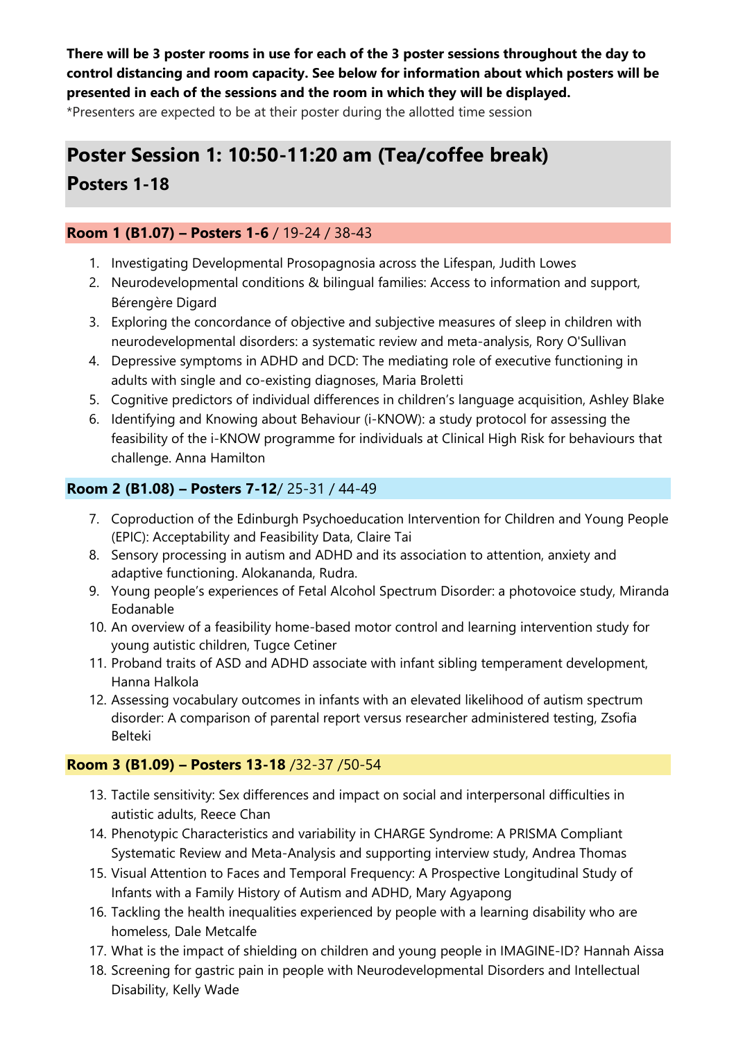**There will be 3 poster rooms in use for each of the 3 poster sessions throughout the day to control distancing and room capacity. See below for information about which posters will be presented in each of the sessions and the room in which they will be displayed.**

*Presenters are expected to be at their poster during the allotted time session

## Poster Session 1: 10:50-11:20 am (Tea/coffee break)

### Posters 1-18

#### Room 1 (B1.07) – Posters 1-6 / 19-24 / 38-43

1. Investigating Developmental Prosopagnosia across the Lifespan, Judith Lowes
2. Neurodevelopmental conditions & bilingual families: Access to information and support, Bérengère Digard
3. Exploring the concordance of objective and subjective measures of sleep in children with neurodevelopmental disorders: a systematic review and meta-analysis, Rory O'Sullivan
4. Depressive symptoms in ADHD and DCD: The mediating role of executive functioning in adults with single and co-existing diagnoses, Maria Broletti
5. Cognitive predictors of individual differences in children's language acquisition, Ashley Blake
6. Identifying and Knowing about Behaviour (i-KNOW): a study protocol for assessing the feasibility of the i-KNOW programme for individuals at Clinical High Risk for behaviours that challenge. Anna Hamilton

#### Room 2 (B1.08) – Posters 7-12/ 25-31 / 44-49

7. Coproduction of the Edinburgh Psychoeducation Intervention for Children and Young People (EPIC): Acceptability and Feasibility Data, Claire Tai
8. Sensory processing in autism and ADHD and its association to attention, anxiety and adaptive functioning. Alokananda, Rudra.
9. Young people's experiences of Fetal Alcohol Spectrum Disorder: a photovoice study, Miranda Eodanable
10. An overview of a feasibility home-based motor control and learning intervention study for young autistic children, Tugce Cetiner
11. Proband traits of ASD and ADHD associate with infant sibling temperament development, Hanna Halkola
12. Assessing vocabulary outcomes in infants with an elevated likelihood of autism spectrum disorder: A comparison of parental report versus researcher administered testing, Zsofia Belteki

#### Room 3 (B1.09) – Posters 13-18 /32-37 /50-54

13. Tactile sensitivity: Sex differences and impact on social and interpersonal difficulties in autistic adults, Reece Chan
14. Phenotypic Characteristics and variability in CHARGE Syndrome: A PRISMA Compliant Systematic Review and Meta-Analysis and supporting interview study, Andrea Thomas
15. Visual Attention to Faces and Temporal Frequency: A Prospective Longitudinal Study of Infants with a Family History of Autism and ADHD, Mary Agyapong
16. Tackling the health inequalities experienced by people with a learning disability who are homeless, Dale Metcalfe
17. What is the impact of shielding on children and young people in IMAGINE-ID? Hannah Aissa
18. Screening for gastric pain in people with Neurodevelopmental Disorders and Intellectual Disability, Kelly Wade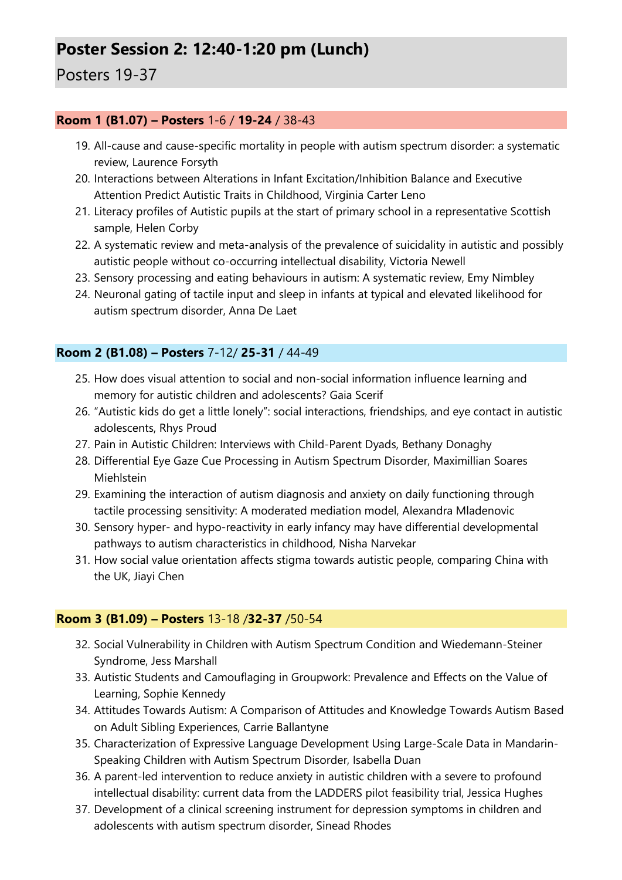# Poster Session 2: 12:40-1:20 pm (Lunch)

Posters 19-37

### **Room 1 (B1.07) – Posters** 1-6 / **19-24** / 38-43

19. All-cause and cause-specific mortality in people with autism spectrum disorder: a systematic review, Laurence Forsyth
20. Interactions between Alterations in Infant Excitation/Inhibition Balance and Executive Attention Predict Autistic Traits in Childhood, Virginia Carter Leno
21. Literacy profiles of Autistic pupils at the start of primary school in a representative Scottish sample, Helen Corby
22. A systematic review and meta-analysis of the prevalence of suicidality in autistic and possibly autistic people without co-occurring intellectual disability, Victoria Newell
23. Sensory processing and eating behaviours in autism: A systematic review, Emy Nimbley
24. Neuronal gating of tactile input and sleep in infants at typical and elevated likelihood for autism spectrum disorder, Anna De Laet

### **Room 2 (B1.08) – Posters** 7-12/ **25-31** / 44-49

25. How does visual attention to social and non-social information influence learning and memory for autistic children and adolescents? Gaia Scerif
26. "Autistic kids do get a little lonely": social interactions, friendships, and eye contact in autistic adolescents, Rhys Proud
27. Pain in Autistic Children: Interviews with Child-Parent Dyads, Bethany Donaghy
28. Differential Eye Gaze Cue Processing in Autism Spectrum Disorder, Maximillian Soares Miehlstein
29. Examining the interaction of autism diagnosis and anxiety on daily functioning through tactile processing sensitivity: A moderated mediation model, Alexandra Mladenovic
30. Sensory hyper- and hypo-reactivity in early infancy may have differential developmental pathways to autism characteristics in childhood, Nisha Narvekar
31. How social value orientation affects stigma towards autistic people, comparing China with the UK, Jiayi Chen

### **Room 3 (B1.09) – Posters** 13-18 /**32-37** /50-54

32. Social Vulnerability in Children with Autism Spectrum Condition and Wiedemann-Steiner Syndrome, Jess Marshall
33. Autistic Students and Camouflaging in Groupwork: Prevalence and Effects on the Value of Learning, Sophie Kennedy
34. Attitudes Towards Autism: A Comparison of Attitudes and Knowledge Towards Autism Based on Adult Sibling Experiences, Carrie Ballantyne
35. Characterization of Expressive Language Development Using Large-Scale Data in Mandarin-Speaking Children with Autism Spectrum Disorder, Isabella Duan
36. A parent-led intervention to reduce anxiety in autistic children with a severe to profound intellectual disability: current data from the LADDERS pilot feasibility trial, Jessica Hughes
37. Development of a clinical screening instrument for depression symptoms in children and adolescents with autism spectrum disorder, Sinead Rhodes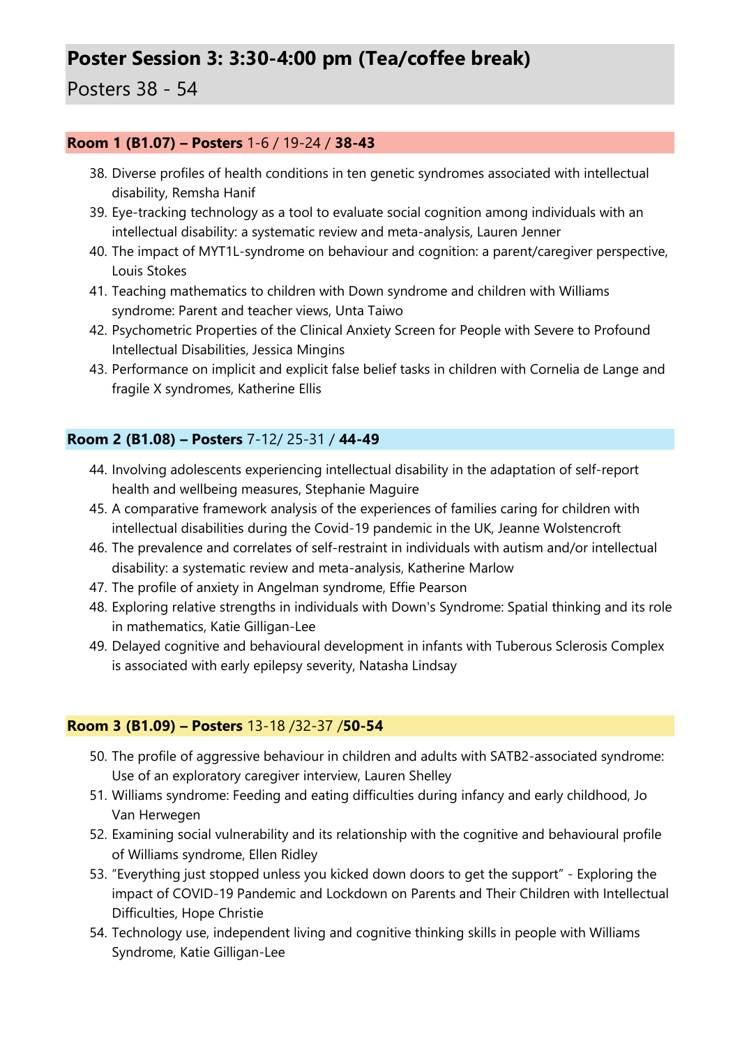# Poster Session 3: 3:30-4:00 pm (Tea/coffee break)

Posters 38 - 54

### Room 1 (B1.07) – Posters 1-6 / 19-24 / **38-43**

38. Diverse profiles of health conditions in ten genetic syndromes associated with intellectual disability, Remsha Hanif
39. Eye-tracking technology as a tool to evaluate social cognition among individuals with an intellectual disability: a systematic review and meta-analysis, Lauren Jenner
40. The impact of MYT1L-syndrome on behaviour and cognition: a parent/caregiver perspective, Louis Stokes
41. Teaching mathematics to children with Down syndrome and children with Williams syndrome: Parent and teacher views, Unta Taiwo
42. Psychometric Properties of the Clinical Anxiety Screen for People with Severe to Profound Intellectual Disabilities, Jessica Mingins
43. Performance on implicit and explicit false belief tasks in children with Cornelia de Lange and fragile X syndromes, Katherine Ellis

### Room 2 (B1.08) – Posters 7-12/ 25-31 / **44-49**

44. Involving adolescents experiencing intellectual disability in the adaptation of self-report health and wellbeing measures, Stephanie Maguire
45. A comparative framework analysis of the experiences of families caring for children with intellectual disabilities during the Covid-19 pandemic in the UK, Jeanne Wolstencroft
46. The prevalence and correlates of self-restraint in individuals with autism and/or intellectual disability: a systematic review and meta-analysis, Katherine Marlow
47. The profile of anxiety in Angelman syndrome, Effie Pearson
48. Exploring relative strengths in individuals with Down's Syndrome: Spatial thinking and its role in mathematics, Katie Gilligan-Lee
49. Delayed cognitive and behavioural development in infants with Tuberous Sclerosis Complex is associated with early epilepsy severity, Natasha Lindsay

### Room 3 (B1.09) – Posters 13-18 /32-37 /**50-54**

50. The profile of aggressive behaviour in children and adults with SATB2-associated syndrome: Use of an exploratory caregiver interview, Lauren Shelley
51. Williams syndrome: Feeding and eating difficulties during infancy and early childhood, Jo Van Herwegen
52. Examining social vulnerability and its relationship with the cognitive and behavioural profile of Williams syndrome, Ellen Ridley
53. "Everything just stopped unless you kicked down doors to get the support" - Exploring the impact of COVID-19 Pandemic and Lockdown on Parents and Their Children with Intellectual Difficulties, Hope Christie
54. Technology use, independent living and cognitive thinking skills in people with Williams Syndrome, Katie Gilligan-Lee